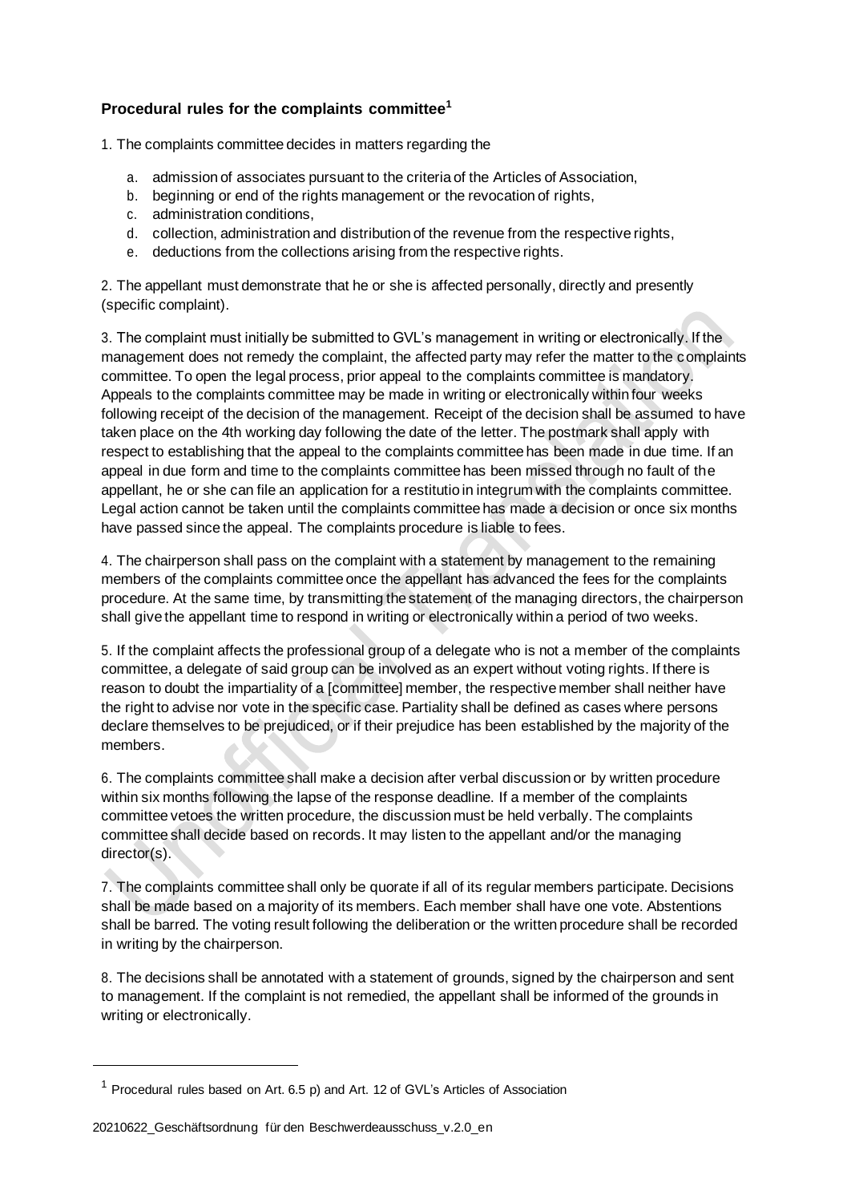### **Procedural rules for the complaints committee**[1]

1. The complaints committee decides in matters regarding the

   a. admission of associates pursuant to the criteria of the Articles of Association,
   b. beginning or end of the rights management or the revocation of rights,
   c. administration conditions,
   d. collection, administration and distribution of the revenue from the respective rights,
   e. deductions from the collections arising from the respective rights.

2. The appellant must demonstrate that he or she is affected personally, directly and presently (specific complaint).

3. The complaint must initially be submitted to GVL's management in writing or electronically. If the management does not remedy the complaint, the affected party may refer the matter to the complaints committee. To open the legal process, prior appeal to the complaints committee is mandatory. Appeals to the complaints committee may be made in writing or electronically within four weeks following receipt of the decision of the management. Receipt of the decision shall be assumed to have taken place on the 4th working day following the date of the letter. The postmark shall apply with respect to establishing that the appeal to the complaints committee has been made in due time. If an appeal in due form and time to the complaints committee has been missed through no fault of the appellant, he or she can file an application for a restitutio in integrum with the complaints committee. Legal action cannot be taken until the complaints committee has made a decision or once six months have passed since the appeal. The complaints procedure is liable to fees.

4. The chairperson shall pass on the complaint with a statement by management to the remaining members of the complaints committee once the appellant has advanced the fees for the complaints procedure. At the same time, by transmitting the statement of the managing directors, the chairperson shall give the appellant time to respond in writing or electronically within a period of two weeks.

5. If the complaint affects the professional group of a delegate who is not a member of the complaints committee, a delegate of said group can be involved as an expert without voting rights. If there is reason to doubt the impartiality of a [committee] member, the respective member shall neither have the right to advise nor vote in the specific case. Partiality shall be defined as cases where persons declare themselves to be prejudiced, or if their prejudice has been established by the majority of the members.

6. The complaints committee shall make a decision after verbal discussion or by written procedure within six months following the lapse of the response deadline. If a member of the complaints committee vetoes the written procedure, the discussion must be held verbally. The complaints committee shall decide based on records. It may listen to the appellant and/or the managing director(s).

7. The complaints committee shall only be quorate if all of its regular members participate. Decisions shall be made based on a majority of its members. Each member shall have one vote. Abstentions shall be barred. The voting result following the deliberation or the written procedure shall be recorded in writing by the chairperson.

8. The decisions shall be annotated with a statement of grounds, signed by the chairperson and sent to management. If the complaint is not remedied, the appellant shall be informed of the grounds in writing or electronically.

---

[1] Procedural rules based on Art. 6.5 p) and Art. 12 of GVL's Articles of Association

20210622_Geschäftsordnung für den Beschwerdeausschuss_v.2.0_en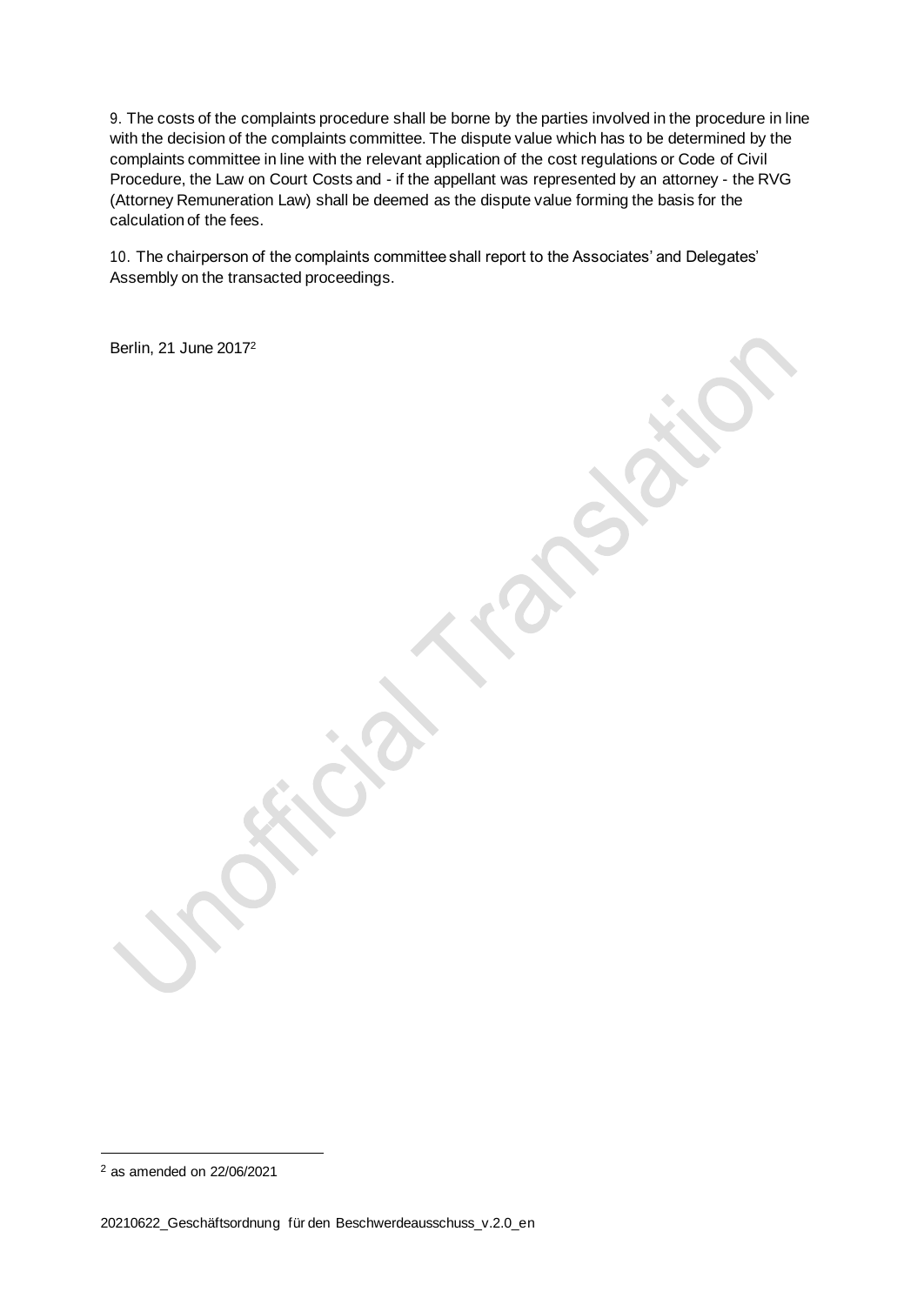9. The costs of the complaints procedure shall be borne by the parties involved in the procedure in line with the decision of the complaints committee. The dispute value which has to be determined by the complaints committee in line with the relevant application of the cost regulations or Code of Civil Procedure, the Law on Court Costs and - if the appellant was represented by an attorney - the RVG (Attorney Remuneration Law) shall be deemed as the dispute value forming the basis for the calculation of the fees.

10. The chairperson of the complaints committee shall report to the Associates' and Delegates' Assembly on the transacted proceedings.

Berlin, 21 June 2017[2]

[2] as amended on 22/06/2021